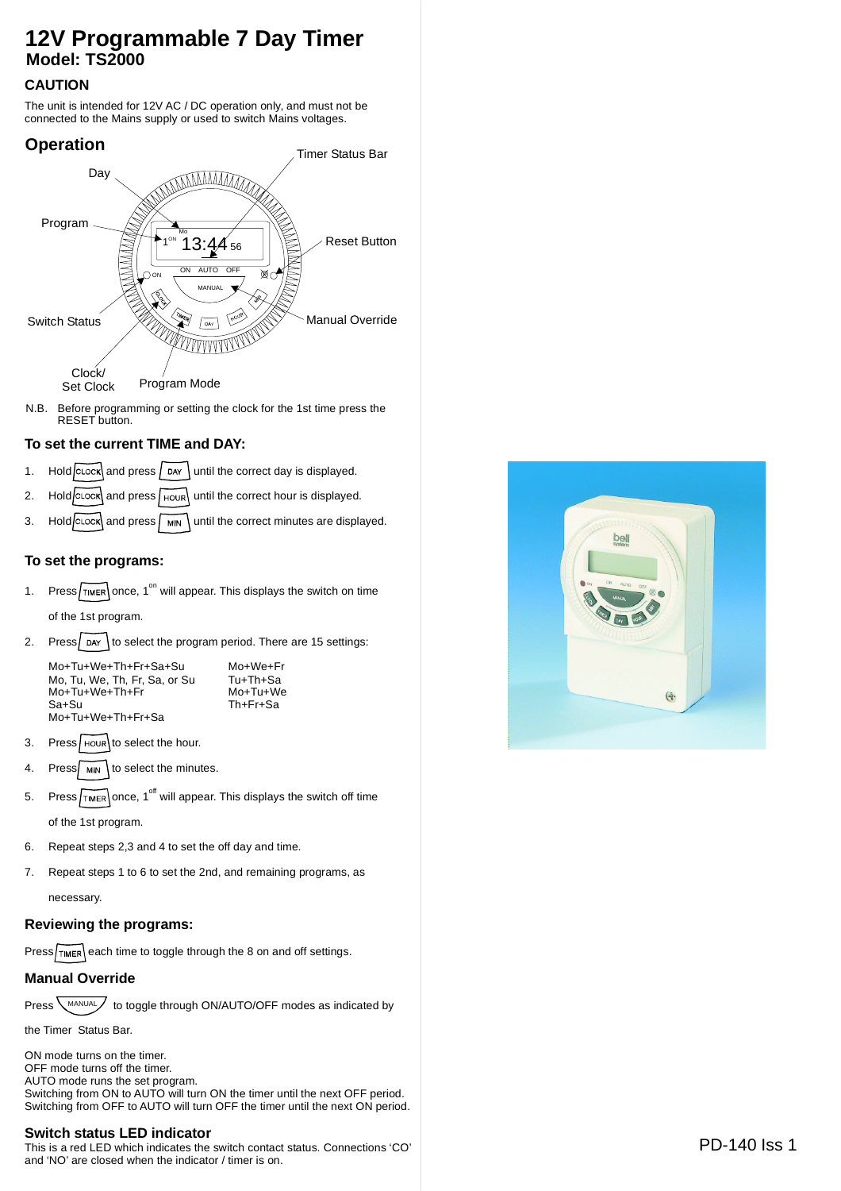# 12V Programmable 7 Day Timer

**Model: TS2000**

## CAUTION

The unit is intended for 12V AC / DC operation only, and must not be connected to the Mains supply or used to switch Mains voltages.

## Operation

Day

Program

Timer Status Bar

Reset Button

Switch Status

Manual Override

Clock/
Set Clock

Program Mode

N.B. Before programming or setting the clock for the 1st time press the RESET button.

### To set the current TIME and DAY:

1. Hold CLOCK and press DAY until the correct day is displayed.
2. Hold CLOCK and press HOUR until the correct hour is displayed.
3. Hold CLOCK and press MIN until the correct minutes are displayed.

### To set the programs:

1. Press TIMER once, 1[on] will appear. This displays the switch on time of the 1st program.
2. Press DAY to select the program period. There are 15 settings:

   Mo+Tu+We+Th+Fr+Sa+Su
   Mo, Tu, We, Th, Fr, Sa, or Su
   Mo+Tu+We+Th+Fr
   Sa+Su
   Mo+Tu+We+Th+Fr+Sa
   Mo+We+Fr
   Tu+Th+Sa
   Mo+Tu+We
   Th+Fr+Sa

3. Press HOUR to select the hour.
4. Press MIN to select the minutes.
5. Press TIMER once, 1[off] will appear. This displays the switch off time of the 1st program.
6. Repeat steps 2,3 and 4 to set the off day and time.
7. Repeat steps 1 to 6 to set the 2nd, and remaining programs, as necessary.

### Reviewing the programs:

Press TIMER each time to toggle through the 8 on and off settings.

### Manual Override

Press MANUAL to toggle through ON/AUTO/OFF modes as indicated by the Timer Status Bar.

ON mode turns on the timer.
OFF mode turns off the timer.
AUTO mode runs the set program.
Switching from ON to AUTO will turn ON the timer until the next OFF period.
Switching from OFF to AUTO will turn OFF the timer until the next ON period.

### Switch status LED indicator

This is a red LED which indicates the switch contact status. Connections 'CO' and 'NO' are closed when the indicator / timer is on.

PD-140 Iss 1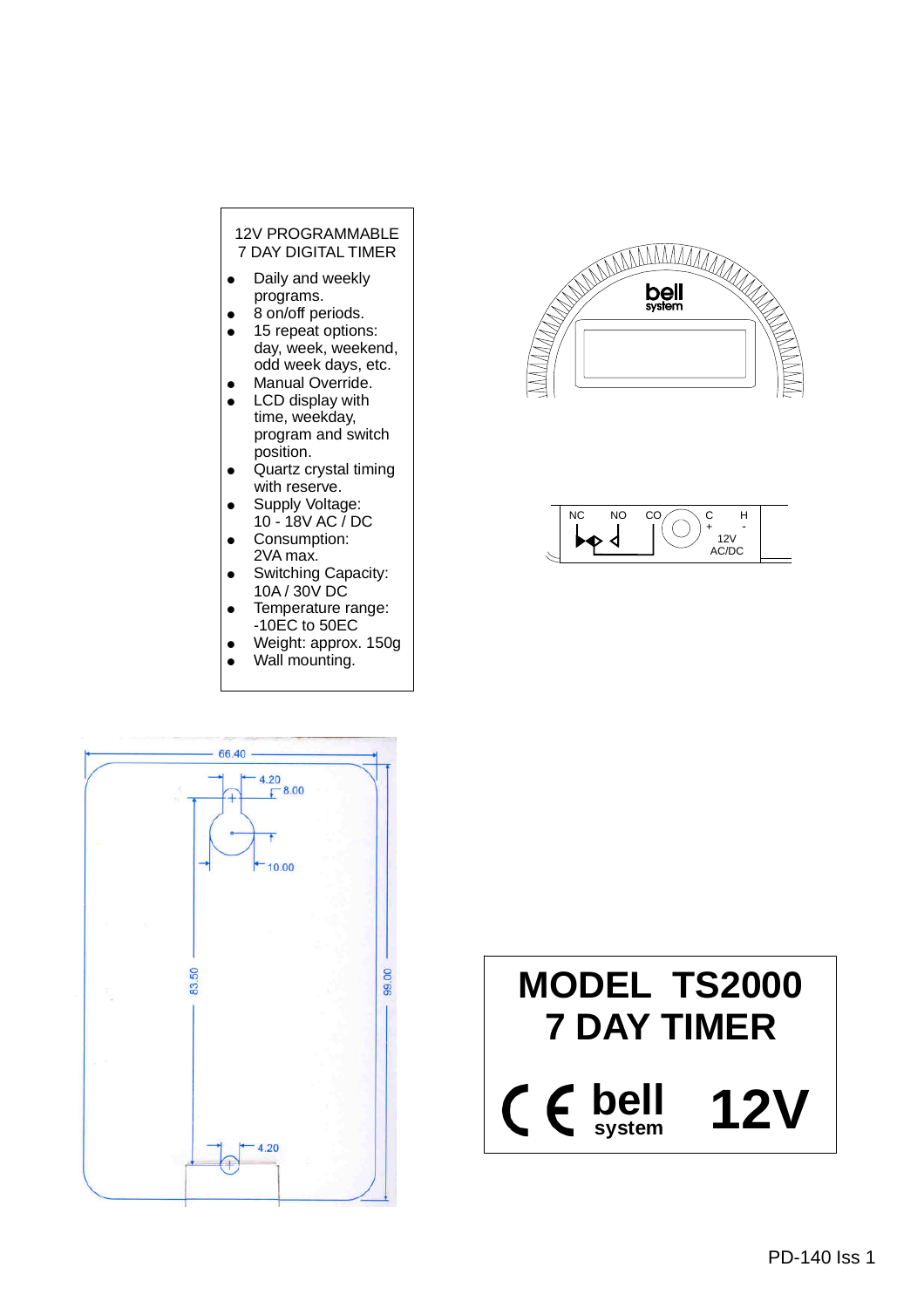12V PROGRAMMABLE
7 DAY DIGITAL TIMER

- Daily and weekly programs.
- 8 on/off periods.
- 15 repeat options: day, week, weekend, odd week days, etc.
- Manual Override.
- LCD display with time, weekday, program and switch position.
- Quartz crystal timing with reserve.
- Supply Voltage: 10 - 18V AC / DC
- Consumption: 2VA max.
- Switching Capacity: 10A / 30V DC
- Temperature range: -10EC to 50EC
- Weight: approx. 150g
- Wall mounting.

bell
system

NC NO CO C H
+ -
12V
AC/DC

66.40
4.20
8.00
10.00
83.50
99.00
4.20

# MODEL TS2000
# 7 DAY TIMER

CE **bell** system **12V**

PD-140 Iss 1